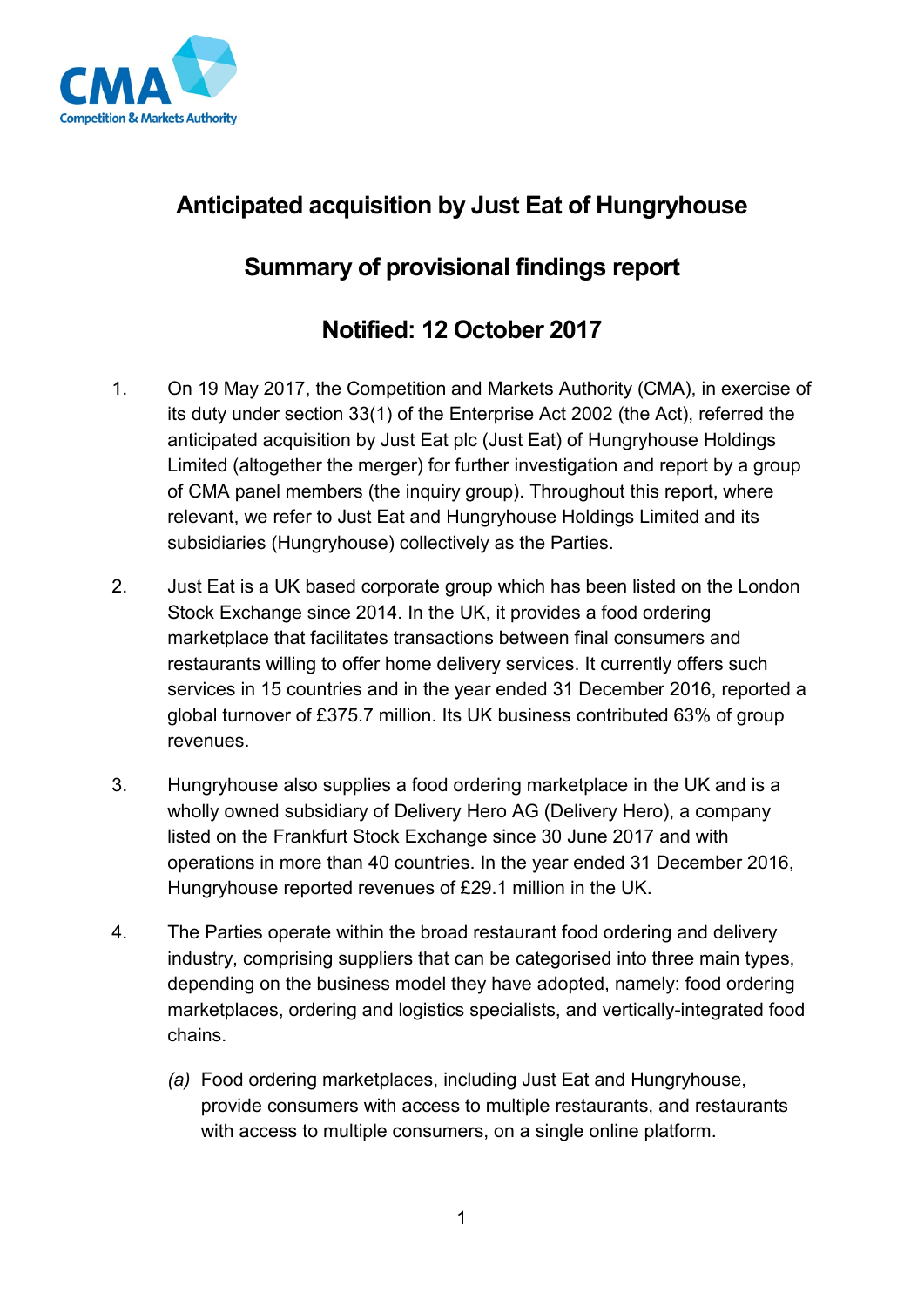# Anticipated acquisition by Just Eat of Hungryhouse

## Summary of provisional findings report

## Notified: 12 October 2017

1. On 19 May 2017, the Competition and Markets Authority (CMA), in exercise of its duty under section 33(1) of the Enterprise Act 2002 (the Act), referred the anticipated acquisition by Just Eat plc (Just Eat) of Hungryhouse Holdings Limited (altogether the merger) for further investigation and report by a group of CMA panel members (the inquiry group). Throughout this report, where relevant, we refer to Just Eat and Hungryhouse Holdings Limited and its subsidiaries (Hungryhouse) collectively as the Parties.

2. Just Eat is a UK based corporate group which has been listed on the London Stock Exchange since 2014. In the UK, it provides a food ordering marketplace that facilitates transactions between final consumers and restaurants willing to offer home delivery services. It currently offers such services in 15 countries and in the year ended 31 December 2016, reported a global turnover of £375.7 million. Its UK business contributed 63% of group revenues.

3. Hungryhouse also supplies a food ordering marketplace in the UK and is a wholly owned subsidiary of Delivery Hero AG (Delivery Hero), a company listed on the Frankfurt Stock Exchange since 30 June 2017 and with operations in more than 40 countries. In the year ended 31 December 2016, Hungryhouse reported revenues of £29.1 million in the UK.

4. The Parties operate within the broad restaurant food ordering and delivery industry, comprising suppliers that can be categorised into three main types, depending on the business model they have adopted, namely: food ordering marketplaces, ordering and logistics specialists, and vertically-integrated food chains.

   *(a)* Food ordering marketplaces, including Just Eat and Hungryhouse, provide consumers with access to multiple restaurants, and restaurants with access to multiple consumers, on a single online platform.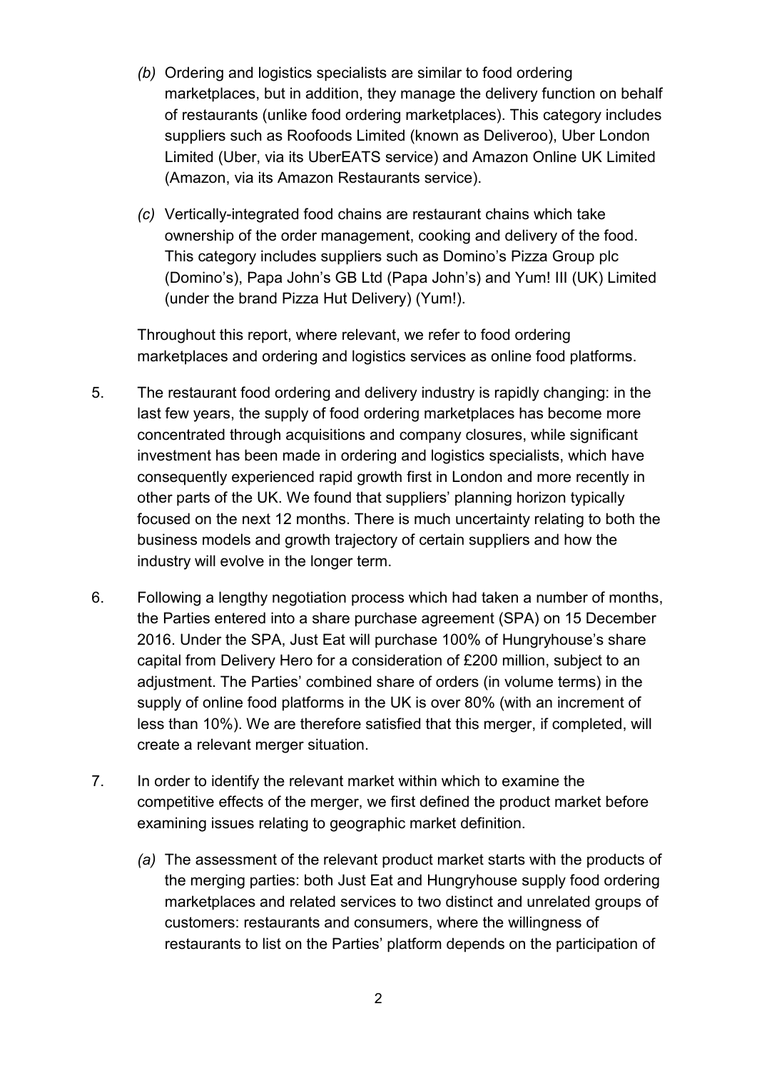*(b)* Ordering and logistics specialists are similar to food ordering marketplaces, but in addition, they manage the delivery function on behalf of restaurants (unlike food ordering marketplaces). This category includes suppliers such as Roofoods Limited (known as Deliveroo), Uber London Limited (Uber, via its UberEATS service) and Amazon Online UK Limited (Amazon, via its Amazon Restaurants service).

*(c)* Vertically-integrated food chains are restaurant chains which take ownership of the order management, cooking and delivery of the food. This category includes suppliers such as Domino's Pizza Group plc (Domino's), Papa John's GB Ltd (Papa John's) and Yum! III (UK) Limited (under the brand Pizza Hut Delivery) (Yum!).

Throughout this report, where relevant, we refer to food ordering marketplaces and ordering and logistics services as online food platforms.

5. The restaurant food ordering and delivery industry is rapidly changing: in the last few years, the supply of food ordering marketplaces has become more concentrated through acquisitions and company closures, while significant investment has been made in ordering and logistics specialists, which have consequently experienced rapid growth first in London and more recently in other parts of the UK. We found that suppliers' planning horizon typically focused on the next 12 months. There is much uncertainty relating to both the business models and growth trajectory of certain suppliers and how the industry will evolve in the longer term.

6. Following a lengthy negotiation process which had taken a number of months, the Parties entered into a share purchase agreement (SPA) on 15 December 2016. Under the SPA, Just Eat will purchase 100% of Hungryhouse's share capital from Delivery Hero for a consideration of £200 million, subject to an adjustment. The Parties' combined share of orders (in volume terms) in the supply of online food platforms in the UK is over 80% (with an increment of less than 10%). We are therefore satisfied that this merger, if completed, will create a relevant merger situation.

7. In order to identify the relevant market within which to examine the competitive effects of the merger, we first defined the product market before examining issues relating to geographic market definition.

*(a)* The assessment of the relevant product market starts with the products of the merging parties: both Just Eat and Hungryhouse supply food ordering marketplaces and related services to two distinct and unrelated groups of customers: restaurants and consumers, where the willingness of restaurants to list on the Parties' platform depends on the participation of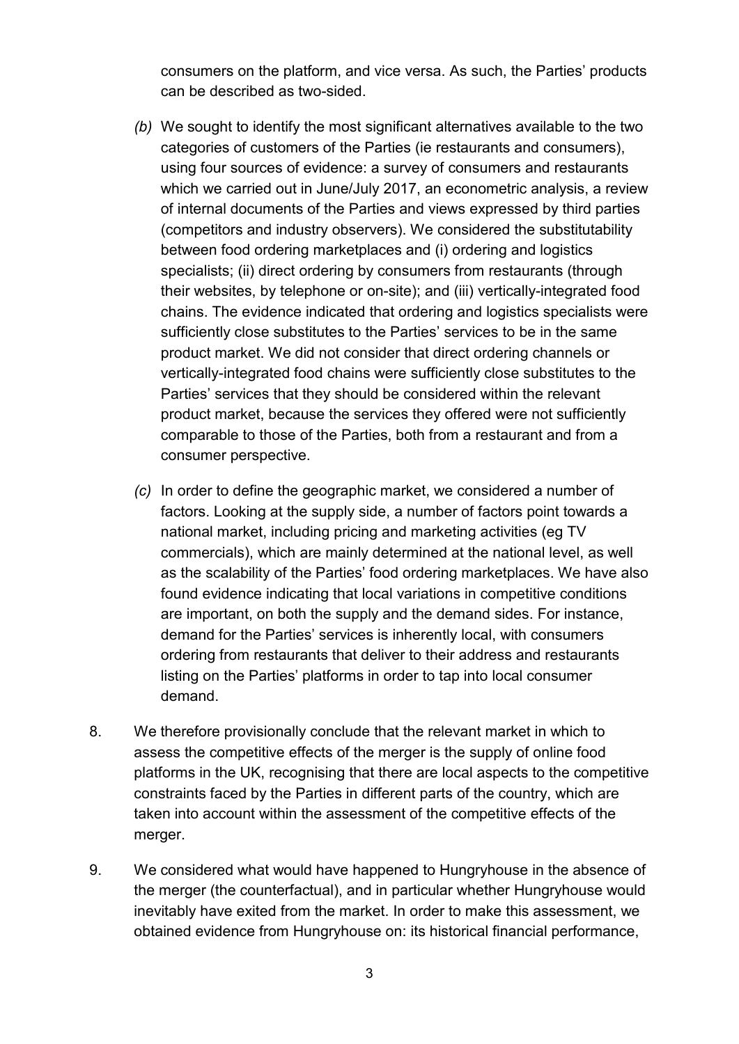consumers on the platform, and vice versa. As such, the Parties' products can be described as two-sided.

*(b)* We sought to identify the most significant alternatives available to the two categories of customers of the Parties (ie restaurants and consumers), using four sources of evidence: a survey of consumers and restaurants which we carried out in June/July 2017, an econometric analysis, a review of internal documents of the Parties and views expressed by third parties (competitors and industry observers). We considered the substitutability between food ordering marketplaces and (i) ordering and logistics specialists; (ii) direct ordering by consumers from restaurants (through their websites, by telephone or on-site); and (iii) vertically-integrated food chains. The evidence indicated that ordering and logistics specialists were sufficiently close substitutes to the Parties' services to be in the same product market. We did not consider that direct ordering channels or vertically-integrated food chains were sufficiently close substitutes to the Parties' services that they should be considered within the relevant product market, because the services they offered were not sufficiently comparable to those of the Parties, both from a restaurant and from a consumer perspective.

*(c)* In order to define the geographic market, we considered a number of factors. Looking at the supply side, a number of factors point towards a national market, including pricing and marketing activities (eg TV commercials), which are mainly determined at the national level, as well as the scalability of the Parties' food ordering marketplaces. We have also found evidence indicating that local variations in competitive conditions are important, on both the supply and the demand sides. For instance, demand for the Parties' services is inherently local, with consumers ordering from restaurants that deliver to their address and restaurants listing on the Parties' platforms in order to tap into local consumer demand.

8. We therefore provisionally conclude that the relevant market in which to assess the competitive effects of the merger is the supply of online food platforms in the UK, recognising that there are local aspects to the competitive constraints faced by the Parties in different parts of the country, which are taken into account within the assessment of the competitive effects of the merger.

9. We considered what would have happened to Hungryhouse in the absence of the merger (the counterfactual), and in particular whether Hungryhouse would inevitably have exited from the market. In order to make this assessment, we obtained evidence from Hungryhouse on: its historical financial performance,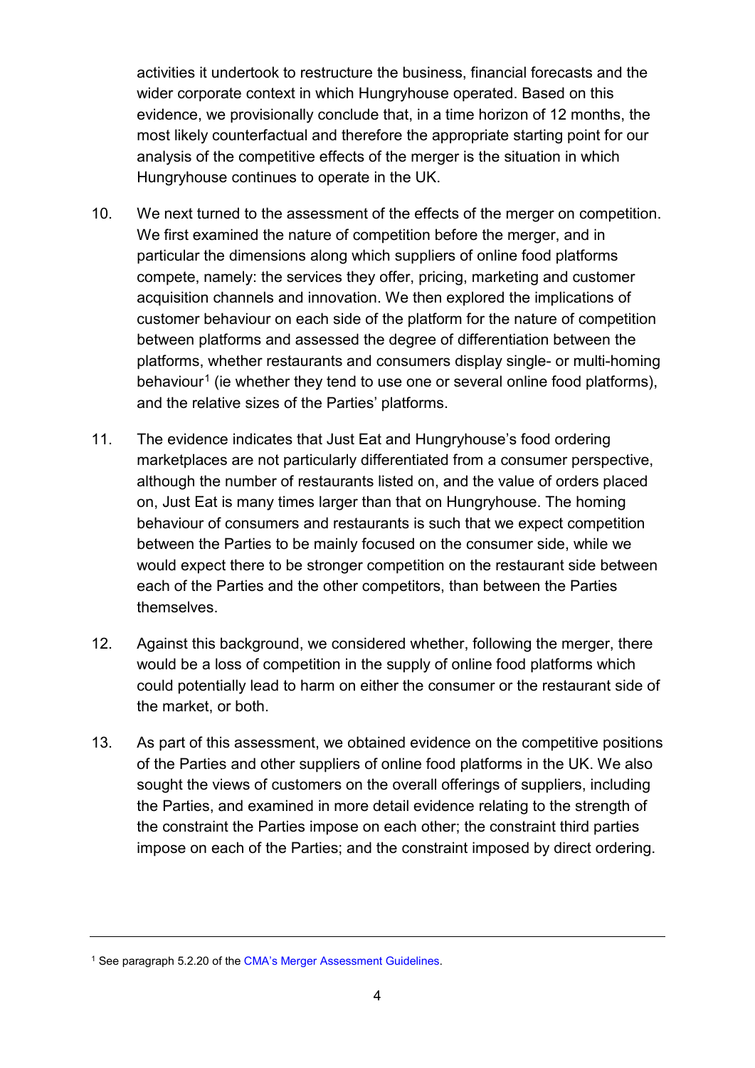activities it undertook to restructure the business, financial forecasts and the wider corporate context in which Hungryhouse operated. Based on this evidence, we provisionally conclude that, in a time horizon of 12 months, the most likely counterfactual and therefore the appropriate starting point for our analysis of the competitive effects of the merger is the situation in which Hungryhouse continues to operate in the UK.

10. We next turned to the assessment of the effects of the merger on competition. We first examined the nature of competition before the merger, and in particular the dimensions along which suppliers of online food platforms compete, namely: the services they offer, pricing, marketing and customer acquisition channels and innovation. We then explored the implications of customer behaviour on each side of the platform for the nature of competition between platforms and assessed the degree of differentiation between the platforms, whether restaurants and consumers display single- or multi-homing behaviour[1] (ie whether they tend to use one or several online food platforms), and the relative sizes of the Parties' platforms.

11. The evidence indicates that Just Eat and Hungryhouse's food ordering marketplaces are not particularly differentiated from a consumer perspective, although the number of restaurants listed on, and the value of orders placed on, Just Eat is many times larger than that on Hungryhouse. The homing behaviour of consumers and restaurants is such that we expect competition between the Parties to be mainly focused on the consumer side, while we would expect there to be stronger competition on the restaurant side between each of the Parties and the other competitors, than between the Parties themselves.

12. Against this background, we considered whether, following the merger, there would be a loss of competition in the supply of online food platforms which could potentially lead to harm on either the consumer or the restaurant side of the market, or both.

13. As part of this assessment, we obtained evidence on the competitive positions of the Parties and other suppliers of online food platforms in the UK. We also sought the views of customers on the overall offerings of suppliers, including the Parties, and examined in more detail evidence relating to the strength of the constraint the Parties impose on each other; the constraint third parties impose on each of the Parties; and the constraint imposed by direct ordering.

---

[1] See paragraph 5.2.20 of the CMA's Merger Assessment Guidelines.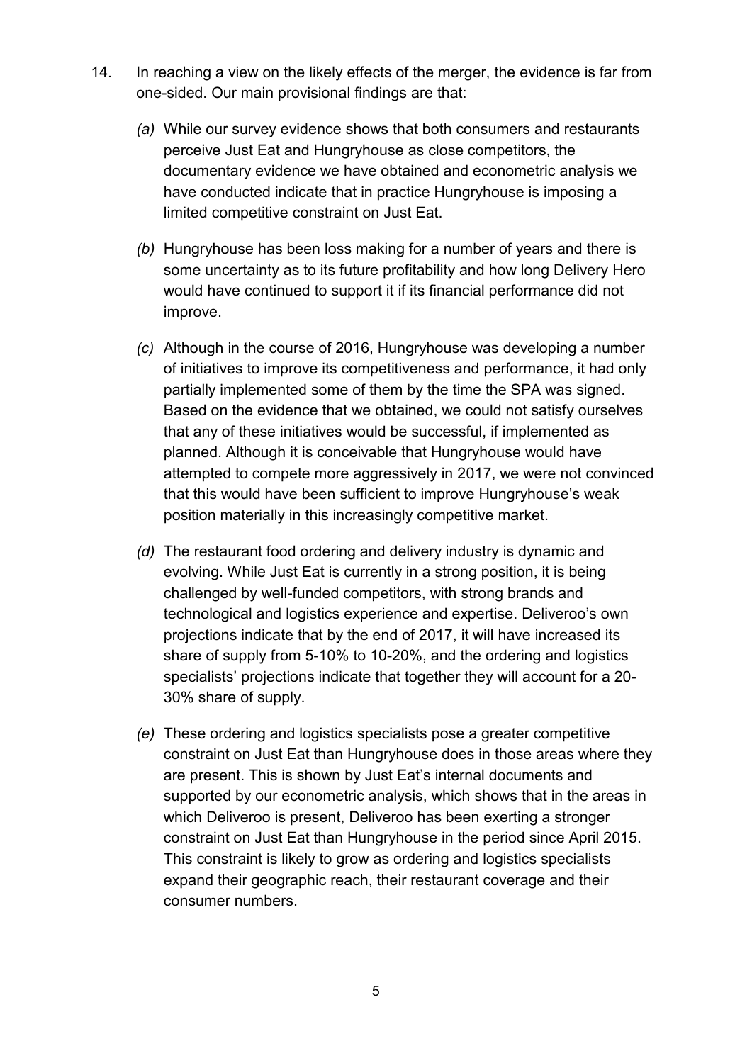14. In reaching a view on the likely effects of the merger, the evidence is far from one-sided. Our main provisional findings are that:

    *(a)* While our survey evidence shows that both consumers and restaurants perceive Just Eat and Hungryhouse as close competitors, the documentary evidence we have obtained and econometric analysis we have conducted indicate that in practice Hungryhouse is imposing a limited competitive constraint on Just Eat.

    *(b)* Hungryhouse has been loss making for a number of years and there is some uncertainty as to its future profitability and how long Delivery Hero would have continued to support it if its financial performance did not improve.

    *(c)* Although in the course of 2016, Hungryhouse was developing a number of initiatives to improve its competitiveness and performance, it had only partially implemented some of them by the time the SPA was signed. Based on the evidence that we obtained, we could not satisfy ourselves that any of these initiatives would be successful, if implemented as planned. Although it is conceivable that Hungryhouse would have attempted to compete more aggressively in 2017, we were not convinced that this would have been sufficient to improve Hungryhouse's weak position materially in this increasingly competitive market.

    *(d)* The restaurant food ordering and delivery industry is dynamic and evolving. While Just Eat is currently in a strong position, it is being challenged by well-funded competitors, with strong brands and technological and logistics experience and expertise. Deliveroo's own projections indicate that by the end of 2017, it will have increased its share of supply from 5-10% to 10-20%, and the ordering and logistics specialists' projections indicate that together they will account for a 20-30% share of supply.

    *(e)* These ordering and logistics specialists pose a greater competitive constraint on Just Eat than Hungryhouse does in those areas where they are present. This is shown by Just Eat's internal documents and supported by our econometric analysis, which shows that in the areas in which Deliveroo is present, Deliveroo has been exerting a stronger constraint on Just Eat than Hungryhouse in the period since April 2015. This constraint is likely to grow as ordering and logistics specialists expand their geographic reach, their restaurant coverage and their consumer numbers.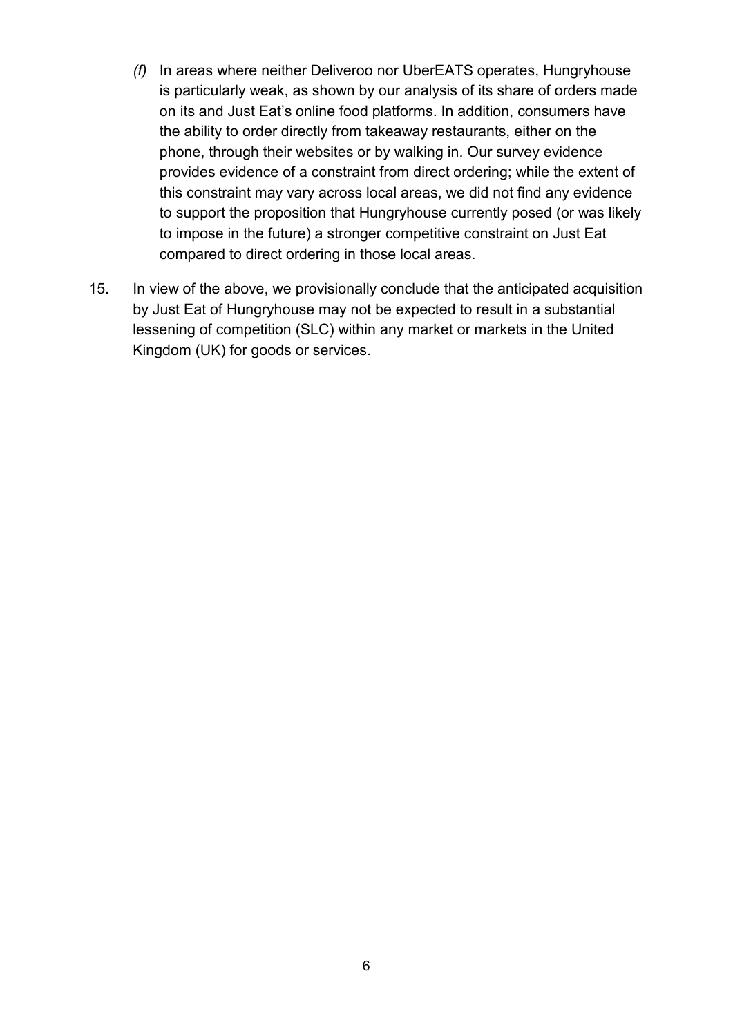*(f)* In areas where neither Deliveroo nor UberEATS operates, Hungryhouse is particularly weak, as shown by our analysis of its share of orders made on its and Just Eat's online food platforms. In addition, consumers have the ability to order directly from takeaway restaurants, either on the phone, through their websites or by walking in. Our survey evidence provides evidence of a constraint from direct ordering; while the extent of this constraint may vary across local areas, we did not find any evidence to support the proposition that Hungryhouse currently posed (or was likely to impose in the future) a stronger competitive constraint on Just Eat compared to direct ordering in those local areas.

15. In view of the above, we provisionally conclude that the anticipated acquisition by Just Eat of Hungryhouse may not be expected to result in a substantial lessening of competition (SLC) within any market or markets in the United Kingdom (UK) for goods or services.